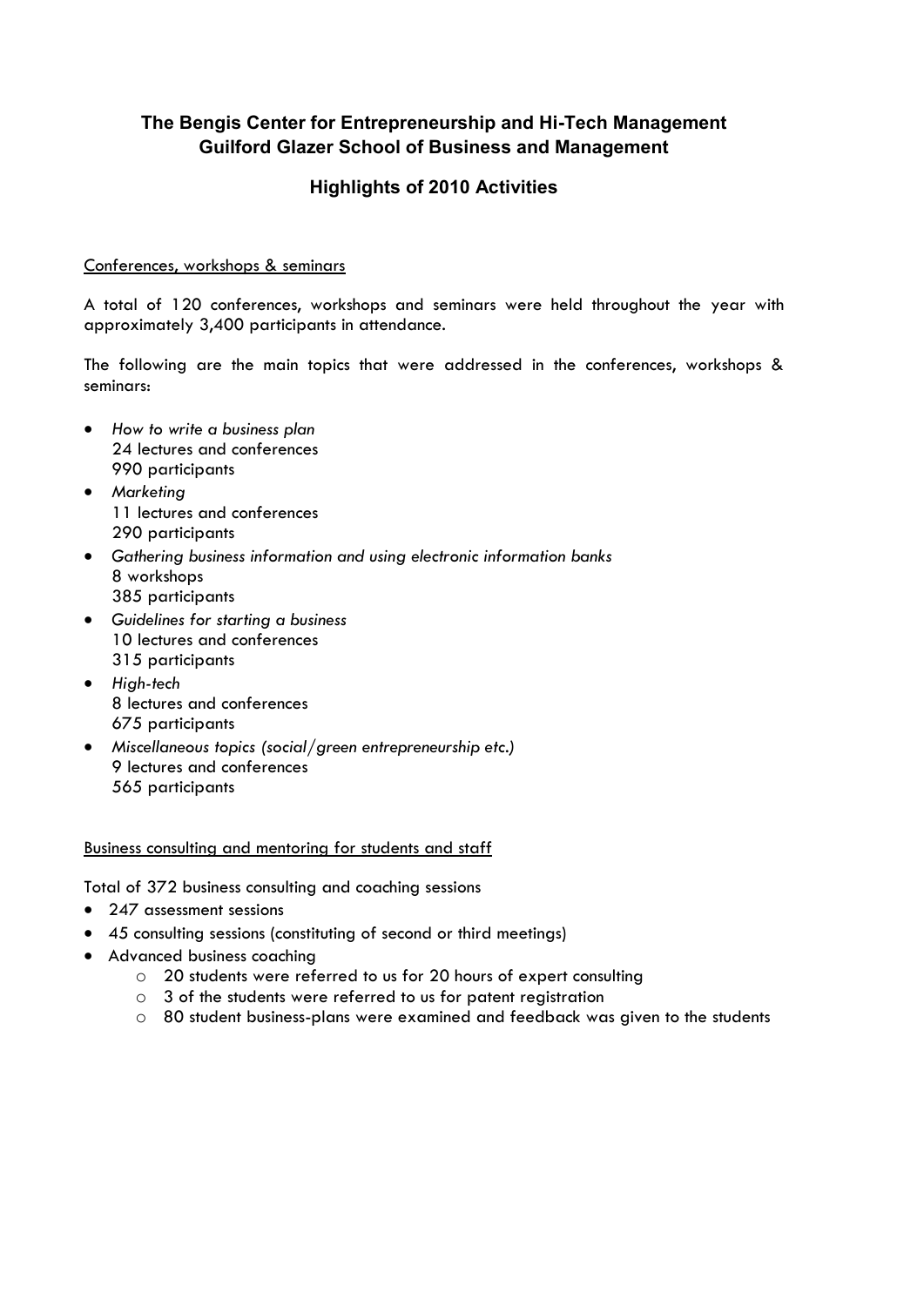## The Bengis Center for Entrepreneurship and Hi-Tech Management
## Guilford Glazer School of Business and Management

### Highlights of 2010 Activities

Conferences, workshops & seminars

A total of 120 conferences, workshops and seminars were held throughout the year with approximately 3,400 participants in attendance.

The following are the main topics that were addressed in the conferences, workshops & seminars:

- *How to write a business plan*
  24 lectures and conferences
  990 participants
- *Marketing*
  11 lectures and conferences
  290 participants
- *Gathering business information and using electronic information banks*
  8 workshops
  385 participants
- *Guidelines for starting a business*
  10 lectures and conferences
  315 participants
- *High-tech*
  8 lectures and conferences
  675 participants
- *Miscellaneous topics (social/green entrepreneurship etc.)*
  9 lectures and conferences
  565 participants

Business consulting and mentoring for students and staff

Total of 372 business consulting and coaching sessions

- 247 assessment sessions
- 45 consulting sessions (constituting of second or third meetings)
- Advanced business coaching
  - 20 students were referred to us for 20 hours of expert consulting
  - 3 of the students were referred to us for patent registration
  - 80 student business-plans were examined and feedback was given to the students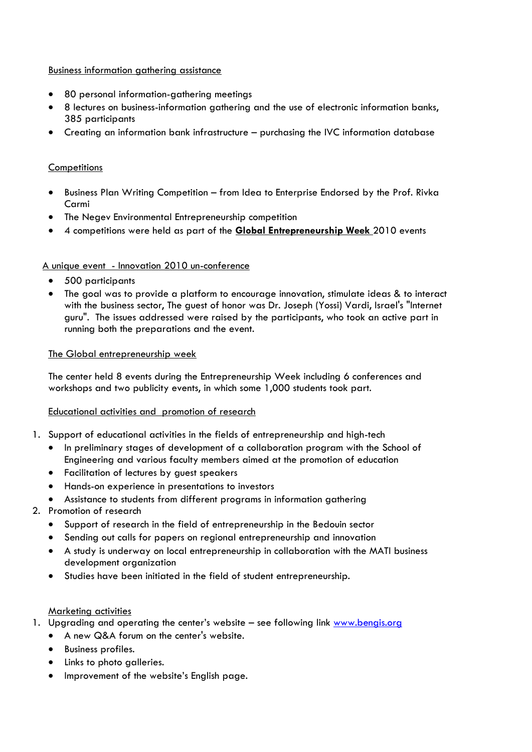Business information gathering assistance

- 80 personal information-gathering meetings
- 8 lectures on business-information gathering and the use of electronic information banks, 385 participants
- Creating an information bank infrastructure – purchasing the IVC information database

Competitions

- Business Plan Writing Competition – from Idea to Enterprise Endorsed by the Prof. Rivka Carmi
- The Negev Environmental Entrepreneurship competition
- 4 competitions were held as part of the **Global Entrepreneurship Week** 2010 events

A unique event - Innovation 2010 un-conference

- 500 participants
- The goal was to provide a platform to encourage innovation, stimulate ideas & to interact with the business sector, The guest of honor was Dr. Joseph (Yossi) Vardi, Israel's "Internet guru". The issues addressed were raised by the participants, who took an active part in running both the preparations and the event.

The Global entrepreneurship week

The center held 8 events during the Entrepreneurship Week including 6 conferences and workshops and two publicity events, in which some 1,000 students took part.

Educational activities and promotion of research

1. Support of educational activities in the fields of entrepreneurship and high-tech
   - In preliminary stages of development of a collaboration program with the School of Engineering and various faculty members aimed at the promotion of education
   - Facilitation of lectures by guest speakers
   - Hands-on experience in presentations to investors
   - Assistance to students from different programs in information gathering
2. Promotion of research
   - Support of research in the field of entrepreneurship in the Bedouin sector
   - Sending out calls for papers on regional entrepreneurship and innovation
   - A study is underway on local entrepreneurship in collaboration with the MATI business development organization
   - Studies have been initiated in the field of student entrepreneurship.

Marketing activities

1. Upgrading and operating the center's website – see following link [www.bengis.org](http://www.bengis.org)
   - A new Q&A forum on the center's website.
   - Business profiles.
   - Links to photo galleries.
   - Improvement of the website's English page.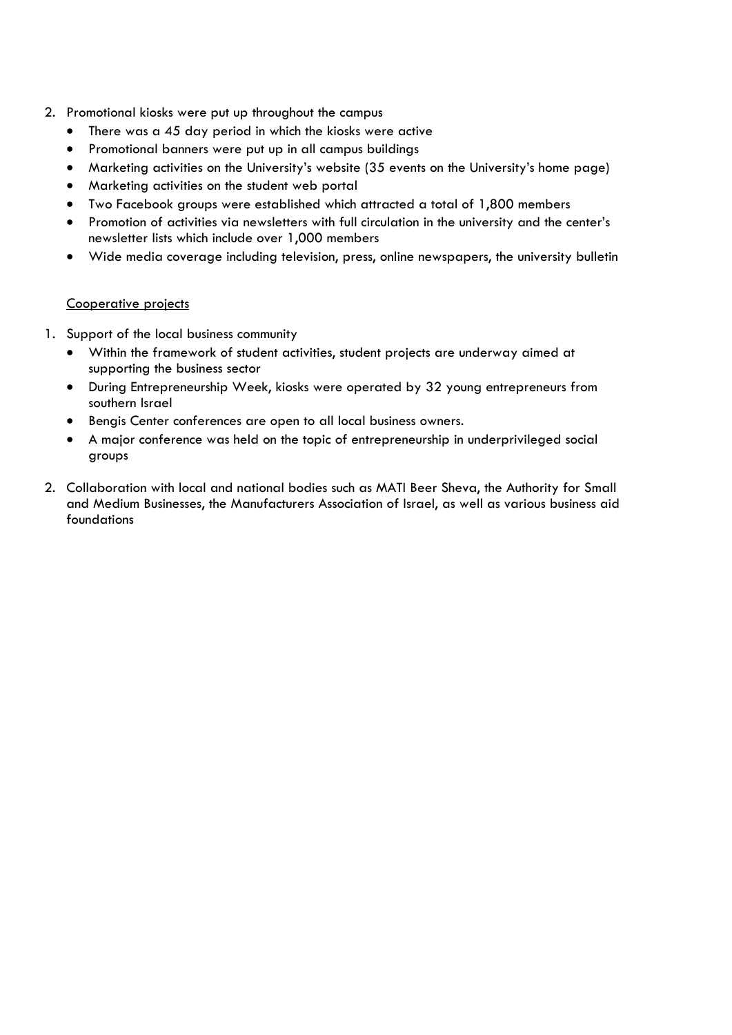2. Promotional kiosks were put up throughout the campus
   - There was a 45 day period in which the kiosks were active
   - Promotional banners were put up in all campus buildings
   - Marketing activities on the University's website (35 events on the University's home page)
   - Marketing activities on the student web portal
   - Two Facebook groups were established which attracted a total of 1,800 members
   - Promotion of activities via newsletters with full circulation in the university and the center's newsletter lists which include over 1,000 members
   - Wide media coverage including television, press, online newspapers, the university bulletin

<u>Cooperative projects</u>

1. Support of the local business community
   - Within the framework of student activities, student projects are underway aimed at supporting the business sector
   - During Entrepreneurship Week, kiosks were operated by 32 young entrepreneurs from southern Israel
   - Bengis Center conferences are open to all local business owners.
   - A major conference was held on the topic of entrepreneurship in underprivileged social groups
2. Collaboration with local and national bodies such as MATI Beer Sheva, the Authority for Small and Medium Businesses, the Manufacturers Association of Israel, as well as various business aid foundations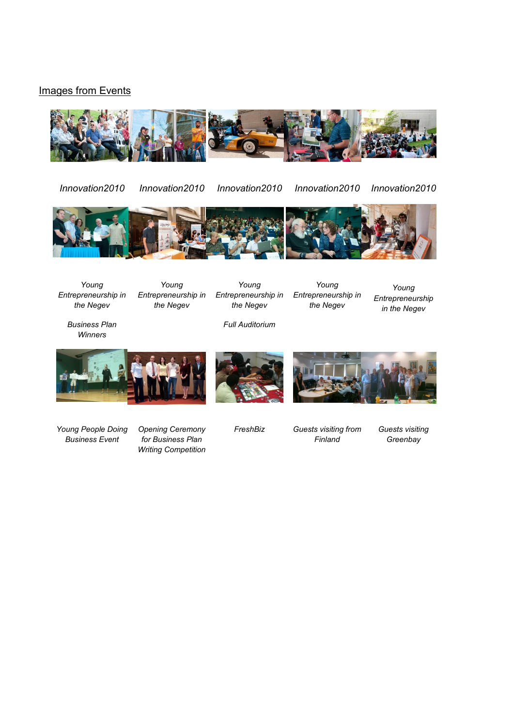## Images from Events

| | | | | |
|---|---|---|---|---|
| *Innovation2010* | *Innovation2010* | *Innovation2010* | *Innovation2010* | *Innovation2010* |
| *Young Entrepreneurship in the Negev*<br><br>*Business Plan Winners* | *Young Entrepreneurship in the Negev* | *Young Entrepreneurship in the Negev*<br><br>*Full Auditorium* | *Young Entrepreneurship in the Negev* | *Young Entrepreneurship in the Negev* |
| *Young People Doing Business Event* | *Opening Ceremony for Business Plan Writing Competition* | *FreshBiz* | *Guests visiting from Finland* | *Guests visiting Greenbay* |